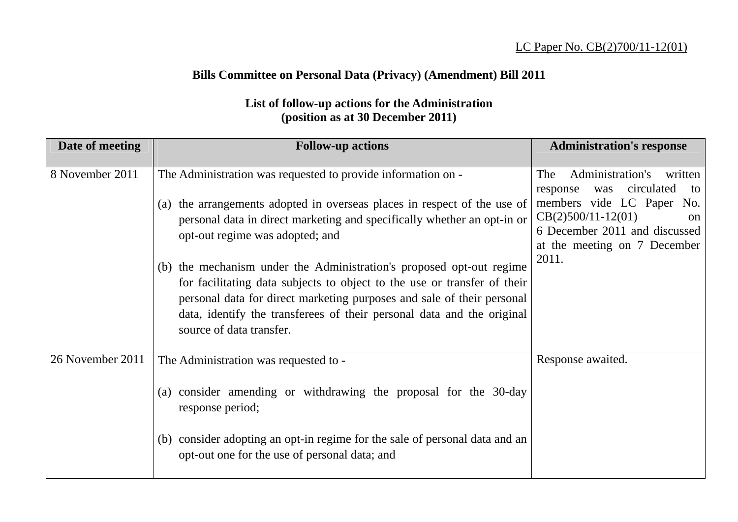LC Paper No. CB(2)700/11-12(01)

**Bills Committee on Personal Data (Privacy) (Amendment) Bill 2011**

**List of follow-up actions for the Administration**
**(position as at 30 December 2011)**

| Date of meeting | Follow-up actions | Administration's response |
|---|---|---|
| 8 November 2011 | The Administration was requested to provide information on -<br><br>(a) the arrangements adopted in overseas places in respect of the use of personal data in direct marketing and specifically whether an opt-in or opt-out regime was adopted; and<br><br>(b) the mechanism under the Administration's proposed opt-out regime for facilitating data subjects to object to the use or transfer of their personal data for direct marketing purposes and sale of their personal data, identify the transferees of their personal data and the original source of data transfer. | The Administration's written response was circulated to members vide LC Paper No. CB(2)500/11-12(01) on 6 December 2011 and discussed at the meeting on 7 December 2011. |
| 26 November 2011 | The Administration was requested to -<br><br>(a) consider amending or withdrawing the proposal for the 30-day response period;<br><br>(b) consider adopting an opt-in regime for the sale of personal data and an opt-out one for the use of personal data; and | Response awaited. |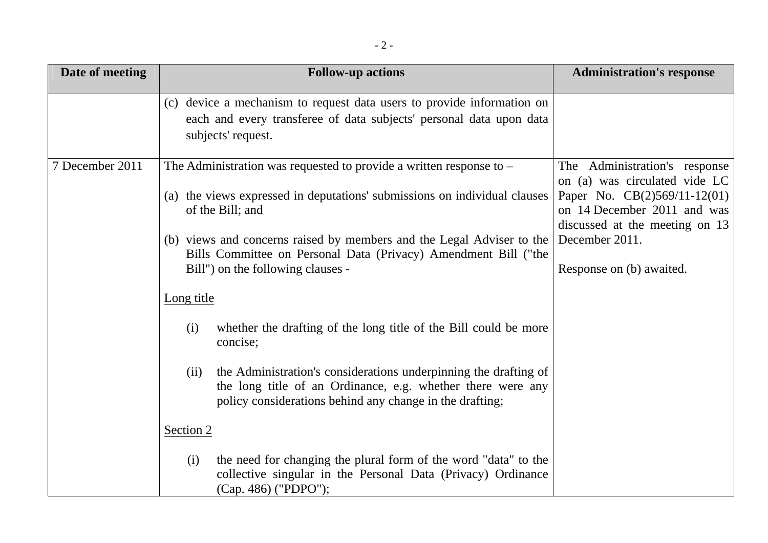| Date of meeting | Follow-up actions | Administration's response |
|---|---|---|
| | (c) device a mechanism to request data users to provide information on each and every transferee of data subjects' personal data upon data subjects' request. | |
| 7 December 2011 | The Administration was requested to provide a written response to –<br><br>(a) the views expressed in deputations' submissions on individual clauses of the Bill; and<br><br>(b) views and concerns raised by members and the Legal Adviser to the Bills Committee on Personal Data (Privacy) Amendment Bill ("the Bill") on the following clauses -<br><br><u>Long title</u><br><br>(i) whether the drafting of the long title of the Bill could be more concise;<br><br>(ii) the Administration's considerations underpinning the drafting of the long title of an Ordinance, e.g. whether there were any policy considerations behind any change in the drafting;<br><br><u>Section 2</u><br><br>(i) the need for changing the plural form of the word "data" to the collective singular in the Personal Data (Privacy) Ordinance (Cap. 486) ("PDPO"); | The Administration's response on (a) was circulated vide LC Paper No. CB(2)569/11-12(01) on 14 December 2011 and was discussed at the meeting on 13 December 2011.<br><br>Response on (b) awaited. |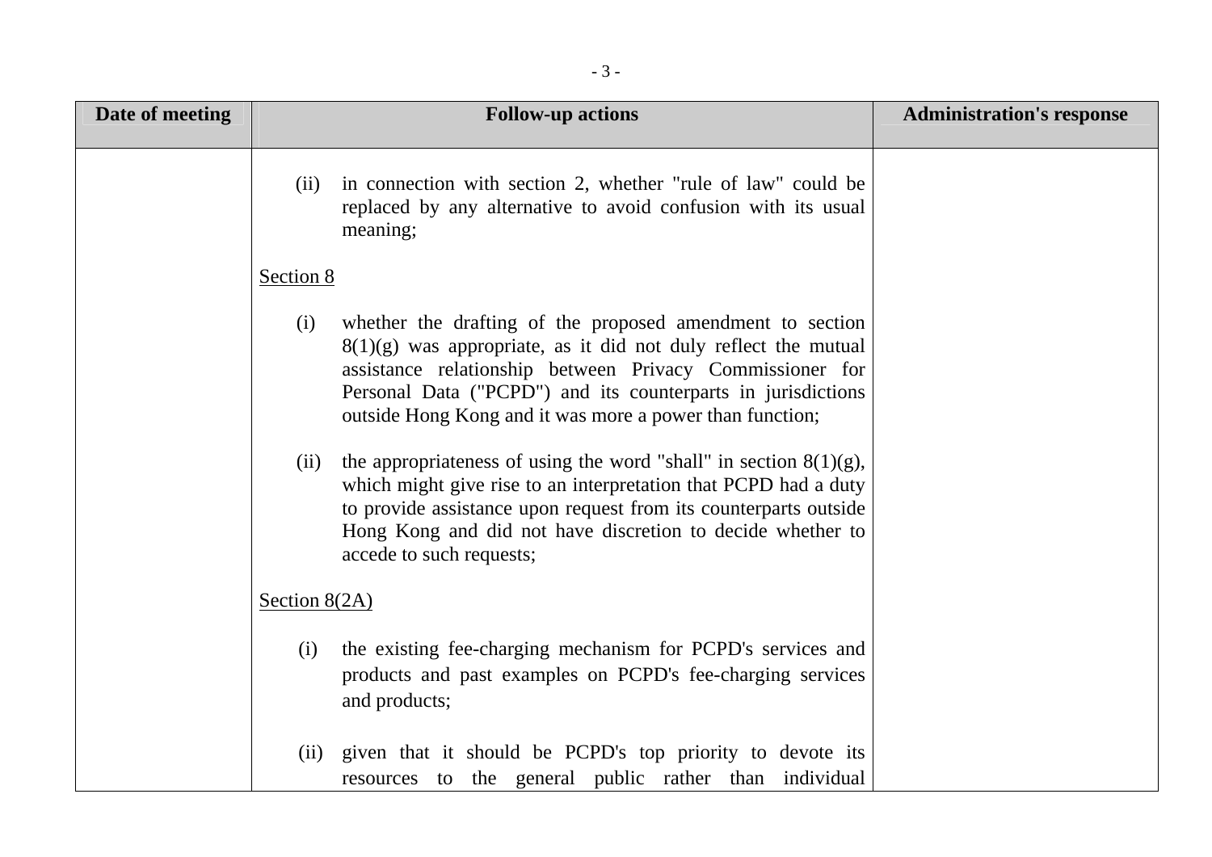| Date of meeting | Follow-up actions | Administration's response |
|---|---|---|
| | (ii) in connection with section 2, whether "rule of law" could be replaced by any alternative to avoid confusion with its usual meaning;<br><br>Section 8<br><br>(i) whether the drafting of the proposed amendment to section 8(1)(g) was appropriate, as it did not duly reflect the mutual assistance relationship between Privacy Commissioner for Personal Data ("PCPD") and its counterparts in jurisdictions outside Hong Kong and it was more a power than function;<br><br>(ii) the appropriateness of using the word "shall" in section 8(1)(g), which might give rise to an interpretation that PCPD had a duty to provide assistance upon request from its counterparts outside Hong Kong and did not have discretion to decide whether to accede to such requests;<br><br>Section 8(2A)<br><br>(i) the existing fee-charging mechanism for PCPD's services and products and past examples on PCPD's fee-charging services and products;<br><br>(ii) given that it should be PCPD's top priority to devote its resources to the general public rather than individual | |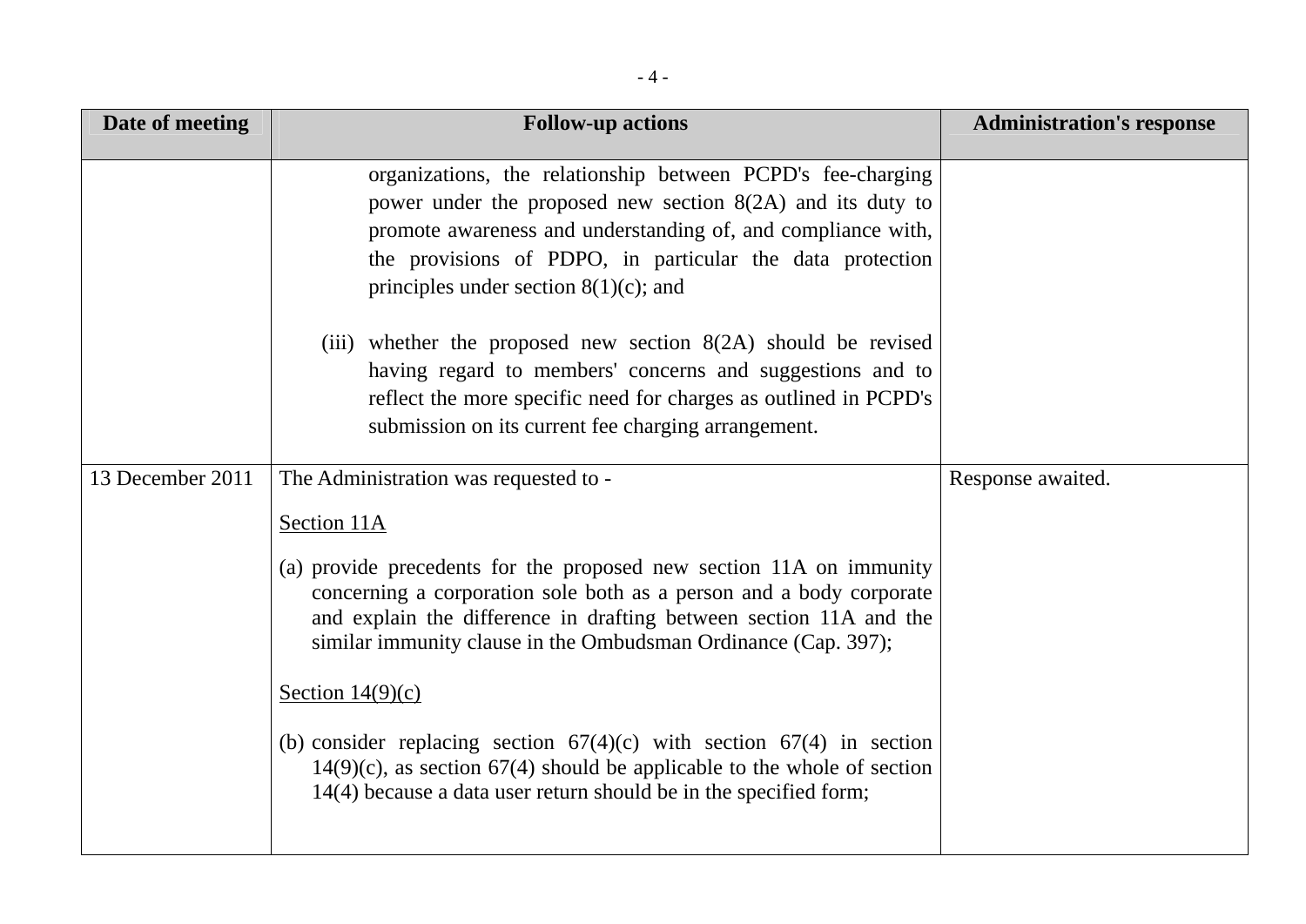| Date of meeting | Follow-up actions | Administration's response |
|---|---|---|
| | organizations, the relationship between PCPD's fee-charging power under the proposed new section 8(2A) and its duty to promote awareness and understanding of, and compliance with, the provisions of PDPO, in particular the data protection principles under section 8(1)(c); and<br><br>(iii) whether the proposed new section 8(2A) should be revised having regard to members' concerns and suggestions and to reflect the more specific need for charges as outlined in PCPD's submission on its current fee charging arrangement. | |
| 13 December 2011 | The Administration was requested to -<br><br><u>Section 11A</u><br><br>(a) provide precedents for the proposed new section 11A on immunity concerning a corporation sole both as a person and a body corporate and explain the difference in drafting between section 11A and the similar immunity clause in the Ombudsman Ordinance (Cap. 397);<br><br><u>Section 14(9)(c)</u><br><br>(b) consider replacing section 67(4)(c) with section 67(4) in section 14(9)(c), as section 67(4) should be applicable to the whole of section 14(4) because a data user return should be in the specified form; | Response awaited. |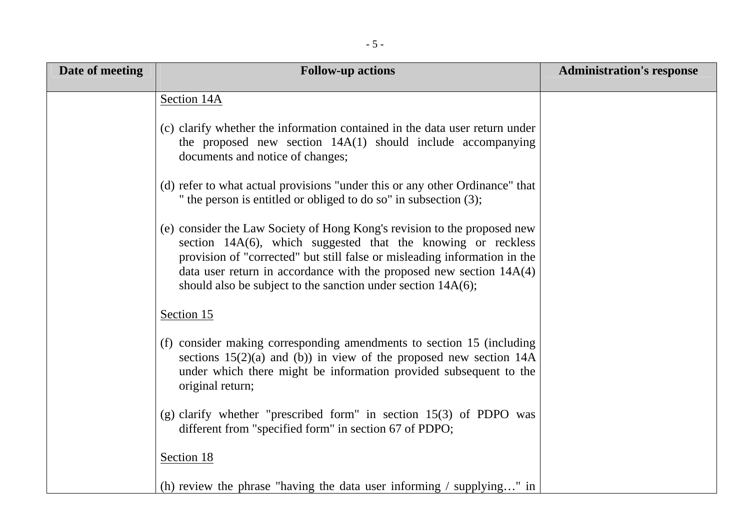| Date of meeting | Follow-up actions | Administration's response |
|---|---|---|
| | <u>Section 14A</u><br><br>(c) clarify whether the information contained in the data user return under the proposed new section 14A(1) should include accompanying documents and notice of changes;<br><br>(d) refer to what actual provisions "under this or any other Ordinance" that " the person is entitled or obliged to do so" in subsection (3);<br><br>(e) consider the Law Society of Hong Kong's revision to the proposed new section 14A(6), which suggested that the knowing or reckless provision of "corrected" but still false or misleading information in the data user return in accordance with the proposed new section 14A(4) should also be subject to the sanction under section 14A(6);<br><br><u>Section 15</u><br><br>(f) consider making corresponding amendments to section 15 (including sections 15(2)(a) and (b)) in view of the proposed new section 14A under which there might be information provided subsequent to the original return;<br><br>(g) clarify whether "prescribed form" in section 15(3) of PDPO was different from "specified form" in section 67 of PDPO;<br><br><u>Section 18</u><br><br>(h) review the phrase "having the data user informing / supplying…" in | |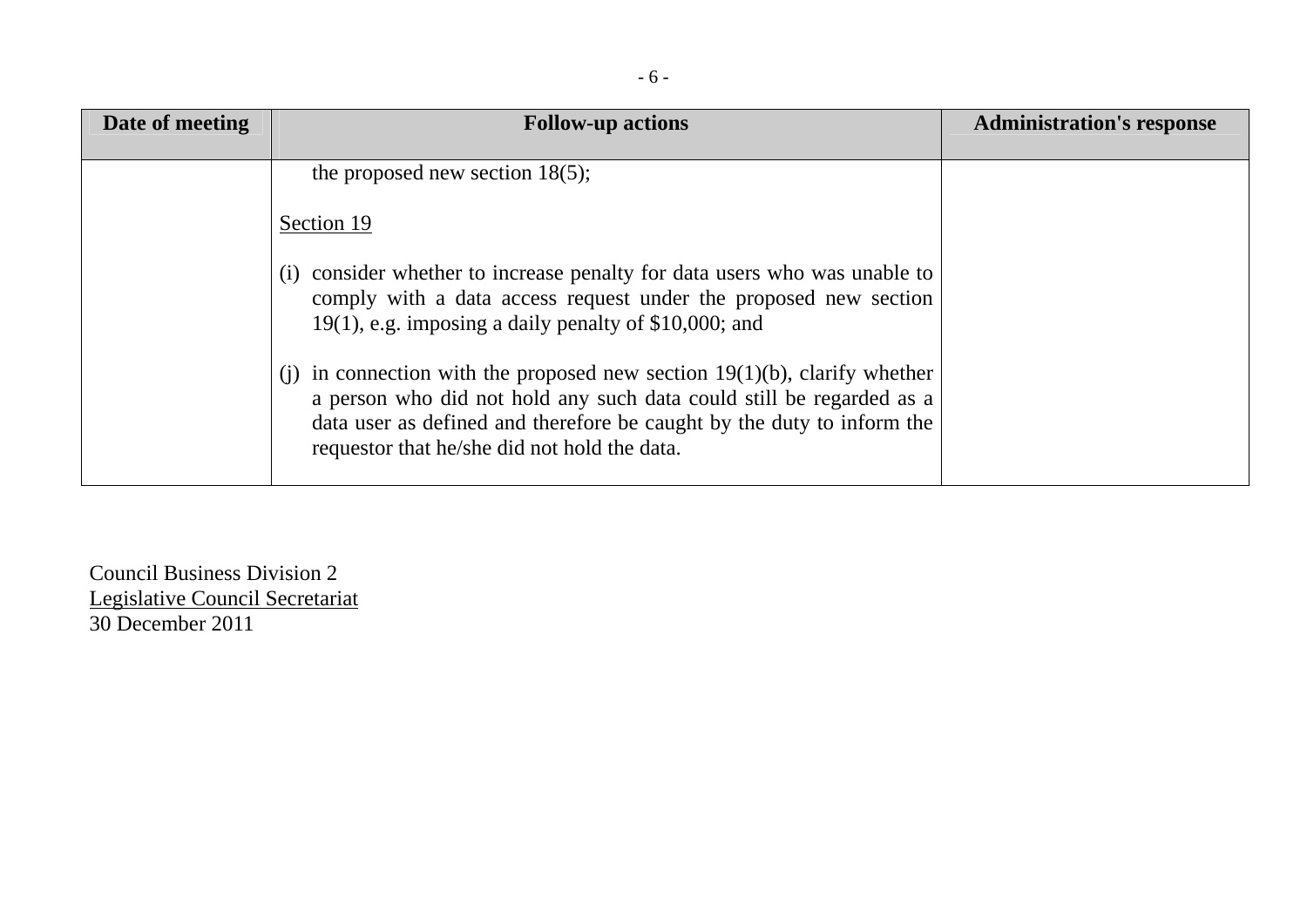| Date of meeting | Follow-up actions | Administration's response |
|---|---|---|
| | the proposed new section 18(5);<br><br>Section 19<br><br>(i) consider whether to increase penalty for data users who was unable to comply with a data access request under the proposed new section 19(1), e.g. imposing a daily penalty of $10,000; and<br><br>(j) in connection with the proposed new section 19(1)(b), clarify whether a person who did not hold any such data could still be regarded as a data user as defined and therefore be caught by the duty to inform the requestor that he/she did not hold the data. | |

Council Business Division 2
Legislative Council Secretariat
30 December 2011